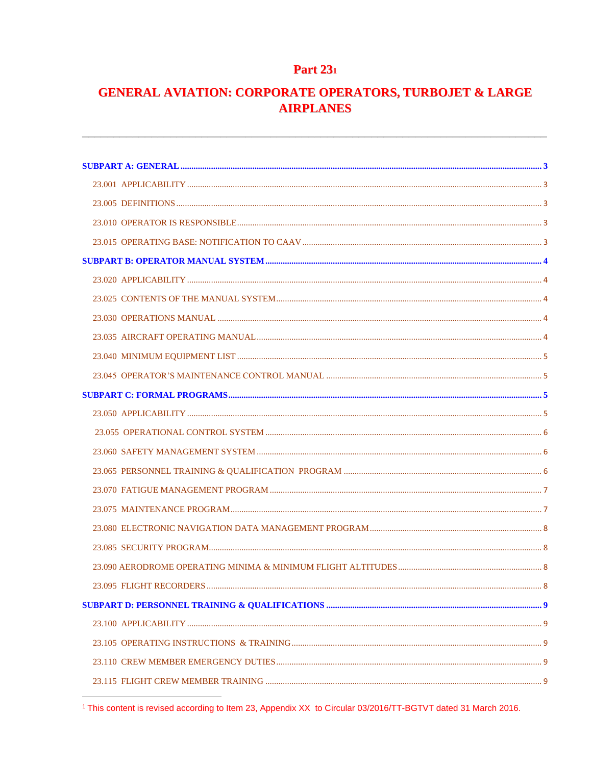# Part 23[1]

# GENERAL AVIATION: CORPORATE OPERATORS, TURBOJET & LARGE AIRPLANES

---

**SUBPART A: GENERAL** ........ 3

23.001 APPLICABILITY ........ 3

23.005 DEFINITIONS ........ 3

23.010 OPERATOR IS RESPONSIBLE ........ 3

23.015 OPERATING BASE: NOTIFICATION TO CAAV ........ 3

**SUBPART B: OPERATOR MANUAL SYSTEM** ........ 4

23.020 APPLICABILITY ........ 4

23.025 CONTENTS OF THE MANUAL SYSTEM ........ 4

23.030 OPERATIONS MANUAL ........ 4

23.035 AIRCRAFT OPERATING MANUAL ........ 4

23.040 MINIMUM EQUIPMENT LIST ........ 5

23.045 OPERATOR'S MAINTENANCE CONTROL MANUAL ........ 5

**SUBPART C: FORMAL PROGRAMS** ........ 5

23.050 APPLICABILITY ........ 5

23.055 OPERATIONAL CONTROL SYSTEM ........ 6

23.060 SAFETY MANAGEMENT SYSTEM ........ 6

23.065 PERSONNEL TRAINING & QUALIFICATION PROGRAM ........ 6

23.070 FATIGUE MANAGEMENT PROGRAM ........ 7

23.075 MAINTENANCE PROGRAM ........ 7

23.080 ELECTRONIC NAVIGATION DATA MANAGEMENT PROGRAM ........ 8

23.085 SECURITY PROGRAM ........ 8

23.090 AERODROME OPERATING MINIMA & MINIMUM FLIGHT ALTITUDES ........ 8

23.095 FLIGHT RECORDERS ........ 8

**SUBPART D: PERSONNEL TRAINING & QUALIFICATIONS** ........ 9

23.100 APPLICABILITY ........ 9

23.105 OPERATING INSTRUCTIONS & TRAINING ........ 9

23.110 CREW MEMBER EMERGENCY DUTIES ........ 9

23.115 FLIGHT CREW MEMBER TRAINING ........ 9

---

[1] This content is revised according to Item 23, Appendix XX to Circular 03/2016/TT-BGTVT dated 31 March 2016.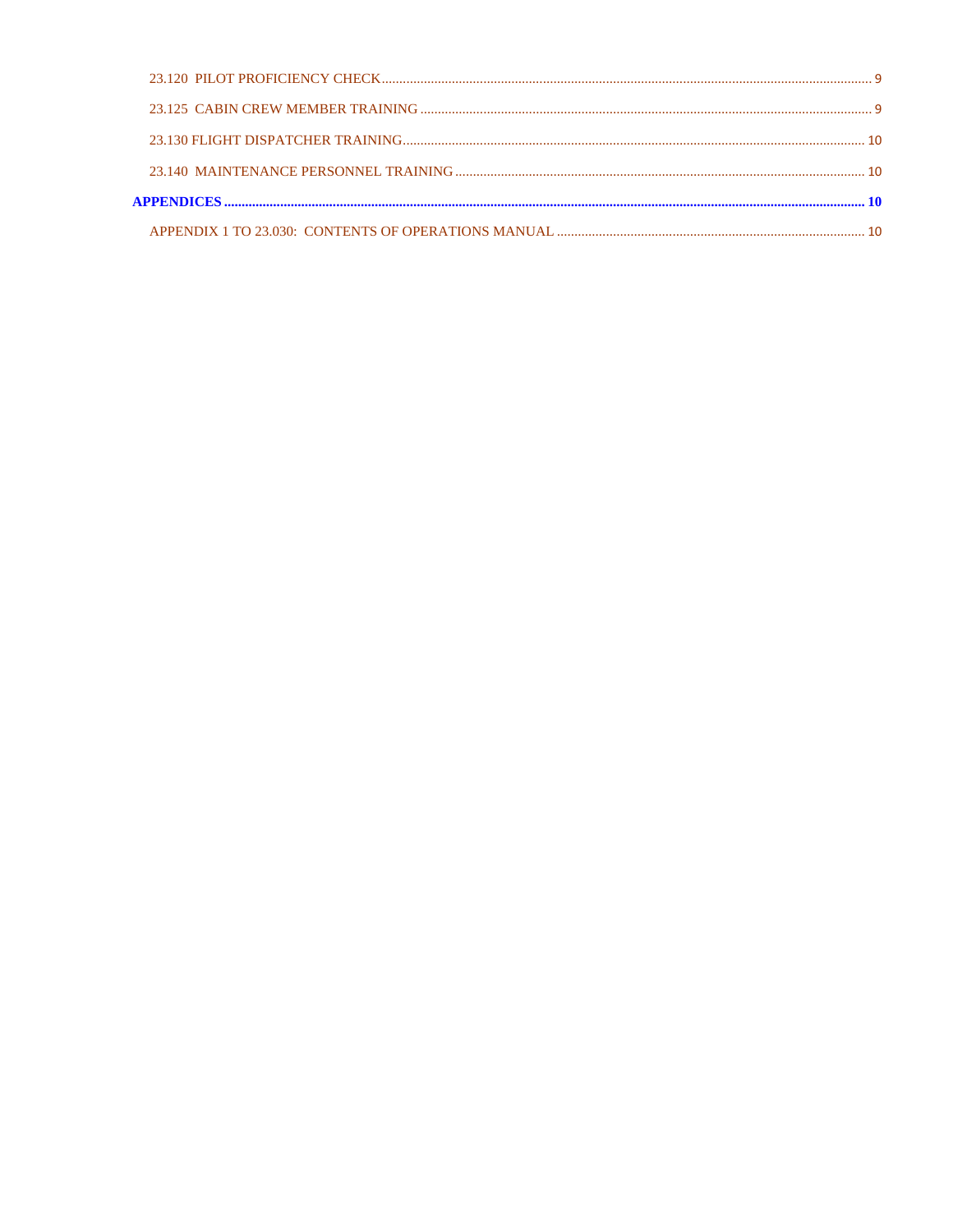23.120 PILOT PROFICIENCY CHECK .......... 9

23.125 CABIN CREW MEMBER TRAINING .......... 9

23.130 FLIGHT DISPATCHER TRAINING .......... 10

23.140 MAINTENANCE PERSONNEL TRAINING .......... 10

**APPENDICES .......... 10**

APPENDIX 1 TO 23.030: CONTENTS OF OPERATIONS MANUAL .......... 10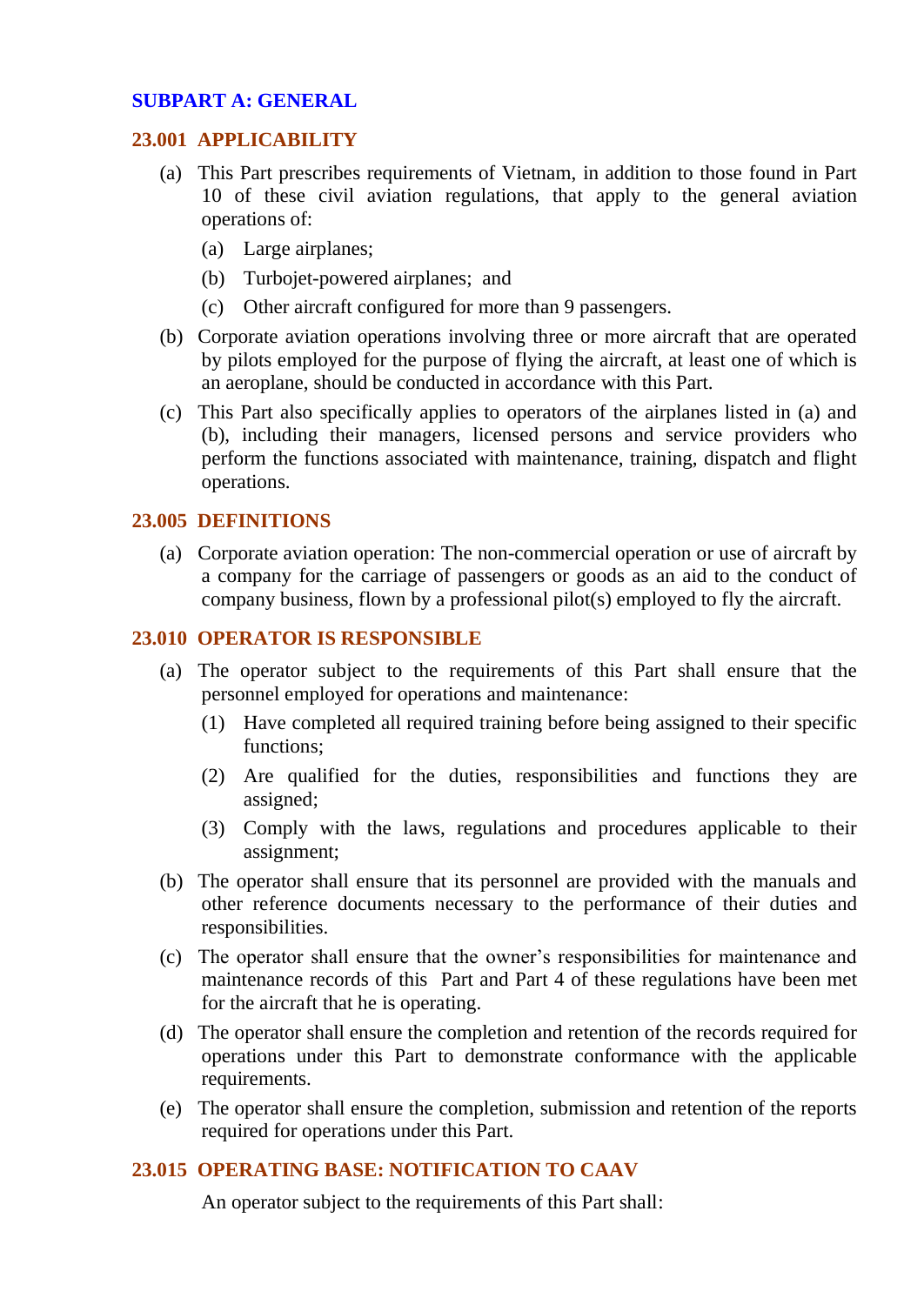## SUBPART A: GENERAL

### 23.001 APPLICABILITY

(a) This Part prescribes requirements of Vietnam, in addition to those found in Part 10 of these civil aviation regulations, that apply to the general aviation operations of:

  (a) Large airplanes;

  (b) Turbojet-powered airplanes; and

  (c) Other aircraft configured for more than 9 passengers.

(b) Corporate aviation operations involving three or more aircraft that are operated by pilots employed for the purpose of flying the aircraft, at least one of which is an aeroplane, should be conducted in accordance with this Part.

(c) This Part also specifically applies to operators of the airplanes listed in (a) and (b), including their managers, licensed persons and service providers who perform the functions associated with maintenance, training, dispatch and flight operations.

### 23.005 DEFINITIONS

(a) Corporate aviation operation: The non-commercial operation or use of aircraft by a company for the carriage of passengers or goods as an aid to the conduct of company business, flown by a professional pilot(s) employed to fly the aircraft.

### 23.010 OPERATOR IS RESPONSIBLE

(a) The operator subject to the requirements of this Part shall ensure that the personnel employed for operations and maintenance:

  (1) Have completed all required training before being assigned to their specific functions;

  (2) Are qualified for the duties, responsibilities and functions they are assigned;

  (3) Comply with the laws, regulations and procedures applicable to their assignment;

(b) The operator shall ensure that its personnel are provided with the manuals and other reference documents necessary to the performance of their duties and responsibilities.

(c) The operator shall ensure that the owner's responsibilities for maintenance and maintenance records of this Part and Part 4 of these regulations have been met for the aircraft that he is operating.

(d) The operator shall ensure the completion and retention of the records required for operations under this Part to demonstrate conformance with the applicable requirements.

(e) The operator shall ensure the completion, submission and retention of the reports required for operations under this Part.

### 23.015 OPERATING BASE: NOTIFICATION TO CAAV

An operator subject to the requirements of this Part shall: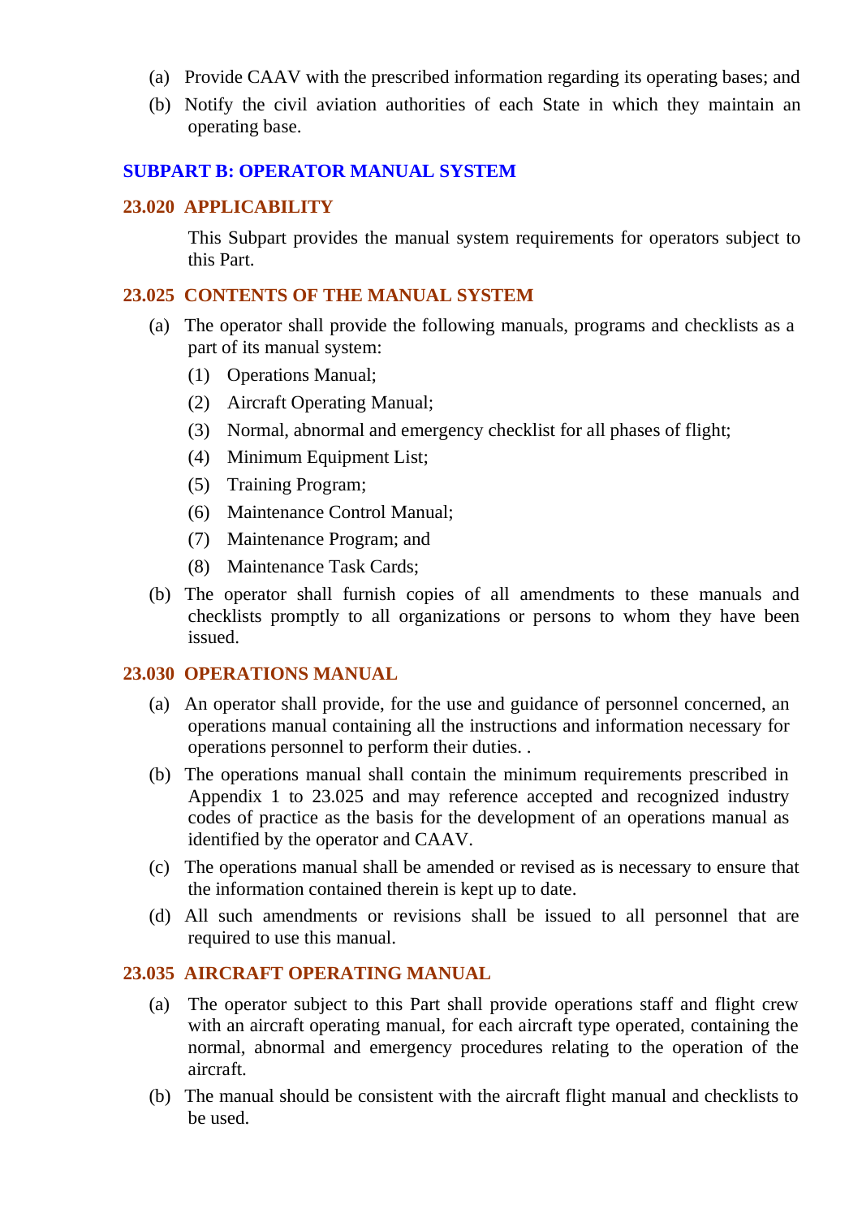(a) Provide CAAV with the prescribed information regarding its operating bases; and

(b) Notify the civil aviation authorities of each State in which they maintain an operating base.

## SUBPART B: OPERATOR MANUAL SYSTEM

### 23.020 APPLICABILITY

This Subpart provides the manual system requirements for operators subject to this Part.

### 23.025 CONTENTS OF THE MANUAL SYSTEM

(a) The operator shall provide the following manuals, programs and checklists as a part of its manual system:

(1) Operations Manual;

(2) Aircraft Operating Manual;

(3) Normal, abnormal and emergency checklist for all phases of flight;

(4) Minimum Equipment List;

(5) Training Program;

(6) Maintenance Control Manual;

(7) Maintenance Program; and

(8) Maintenance Task Cards;

(b) The operator shall furnish copies of all amendments to these manuals and checklists promptly to all organizations or persons to whom they have been issued.

### 23.030 OPERATIONS MANUAL

(a) An operator shall provide, for the use and guidance of personnel concerned, an operations manual containing all the instructions and information necessary for operations personnel to perform their duties. .

(b) The operations manual shall contain the minimum requirements prescribed in Appendix 1 to 23.025 and may reference accepted and recognized industry codes of practice as the basis for the development of an operations manual as identified by the operator and CAAV.

(c) The operations manual shall be amended or revised as is necessary to ensure that the information contained therein is kept up to date.

(d) All such amendments or revisions shall be issued to all personnel that are required to use this manual.

### 23.035 AIRCRAFT OPERATING MANUAL

(a) The operator subject to this Part shall provide operations staff and flight crew with an aircraft operating manual, for each aircraft type operated, containing the normal, abnormal and emergency procedures relating to the operation of the aircraft.

(b) The manual should be consistent with the aircraft flight manual and checklists to be used.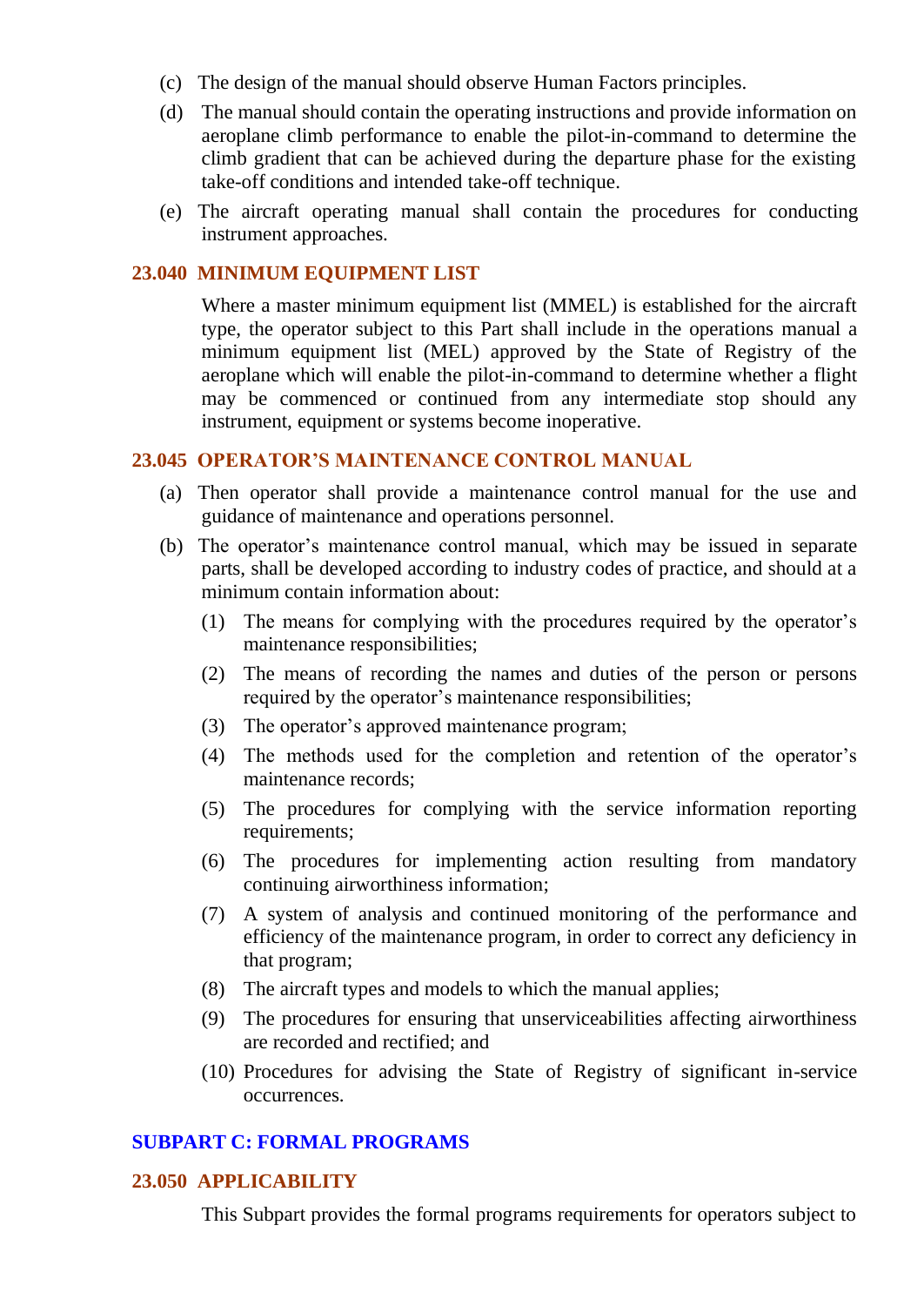(c) The design of the manual should observe Human Factors principles.

(d) The manual should contain the operating instructions and provide information on aeroplane climb performance to enable the pilot-in-command to determine the climb gradient that can be achieved during the departure phase for the existing take-off conditions and intended take-off technique.

(e) The aircraft operating manual shall contain the procedures for conducting instrument approaches.

### 23.040 MINIMUM EQUIPMENT LIST

Where a master minimum equipment list (MMEL) is established for the aircraft type, the operator subject to this Part shall include in the operations manual a minimum equipment list (MEL) approved by the State of Registry of the aeroplane which will enable the pilot-in-command to determine whether a flight may be commenced or continued from any intermediate stop should any instrument, equipment or systems become inoperative.

### 23.045 OPERATOR'S MAINTENANCE CONTROL MANUAL

(a) Then operator shall provide a maintenance control manual for the use and guidance of maintenance and operations personnel.

(b) The operator's maintenance control manual, which may be issued in separate parts, shall be developed according to industry codes of practice, and should at a minimum contain information about:

  (1) The means for complying with the procedures required by the operator's maintenance responsibilities;

  (2) The means of recording the names and duties of the person or persons required by the operator's maintenance responsibilities;

  (3) The operator's approved maintenance program;

  (4) The methods used for the completion and retention of the operator's maintenance records;

  (5) The procedures for complying with the service information reporting requirements;

  (6) The procedures for implementing action resulting from mandatory continuing airworthiness information;

  (7) A system of analysis and continued monitoring of the performance and efficiency of the maintenance program, in order to correct any deficiency in that program;

  (8) The aircraft types and models to which the manual applies;

  (9) The procedures for ensuring that unserviceabilities affecting airworthiness are recorded and rectified; and

  (10) Procedures for advising the State of Registry of significant in-service occurrences.

## SUBPART C: FORMAL PROGRAMS

### 23.050 APPLICABILITY

This Subpart provides the formal programs requirements for operators subject to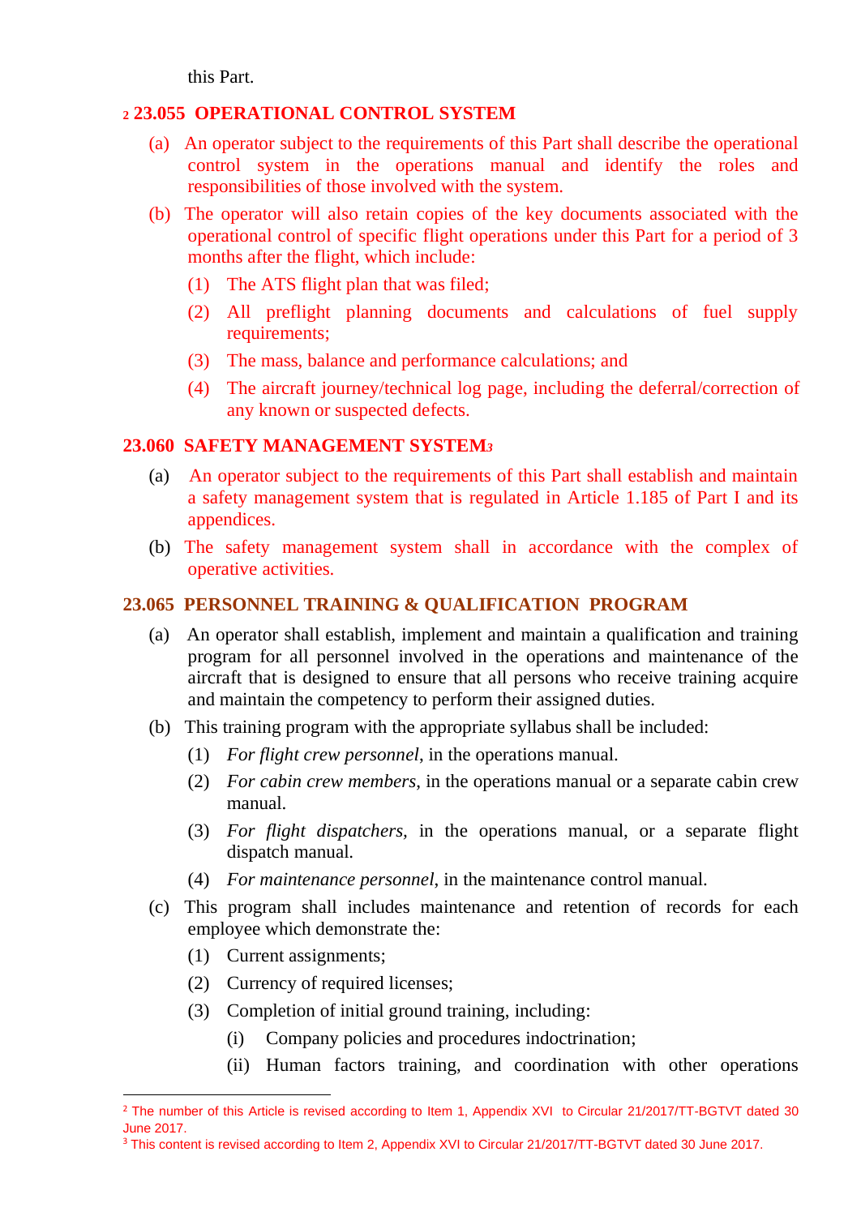this Part.

## [2] 23.055 OPERATIONAL CONTROL SYSTEM

(a) An operator subject to the requirements of this Part shall describe the operational control system in the operations manual and identify the roles and responsibilities of those involved with the system.

(b) The operator will also retain copies of the key documents associated with the operational control of specific flight operations under this Part for a period of 3 months after the flight, which include:

(1) The ATS flight plan that was filed;

(2) All preflight planning documents and calculations of fuel supply requirements;

(3) The mass, balance and performance calculations; and

(4) The aircraft journey/technical log page, including the deferral/correction of any known or suspected defects.

## 23.060 SAFETY MANAGEMENT SYSTEM[3]

(a) An operator subject to the requirements of this Part shall establish and maintain a safety management system that is regulated in Article 1.185 of Part I and its appendices.

(b) The safety management system shall in accordance with the complex of operative activities.

## 23.065 PERSONNEL TRAINING & QUALIFICATION PROGRAM

(a) An operator shall establish, implement and maintain a qualification and training program for all personnel involved in the operations and maintenance of the aircraft that is designed to ensure that all persons who receive training acquire and maintain the competency to perform their assigned duties.

(b) This training program with the appropriate syllabus shall be included:

(1) *For flight crew personnel*, in the operations manual.

(2) *For cabin crew members*, in the operations manual or a separate cabin crew manual.

(3) *For flight dispatchers*, in the operations manual, or a separate flight dispatch manual.

(4) *For maintenance personnel*, in the maintenance control manual.

(c) This program shall includes maintenance and retention of records for each employee which demonstrate the:

(1) Current assignments;

(2) Currency of required licenses;

(3) Completion of initial ground training, including:

(i) Company policies and procedures indoctrination;

(ii) Human factors training, and coordination with other operations

---

[2] The number of this Article is revised according to Item 1, Appendix XVI to Circular 21/2017/TT-BGTVT dated 30 June 2017.

[3] This content is revised according to Item 2, Appendix XVI to Circular 21/2017/TT-BGTVT dated 30 June 2017.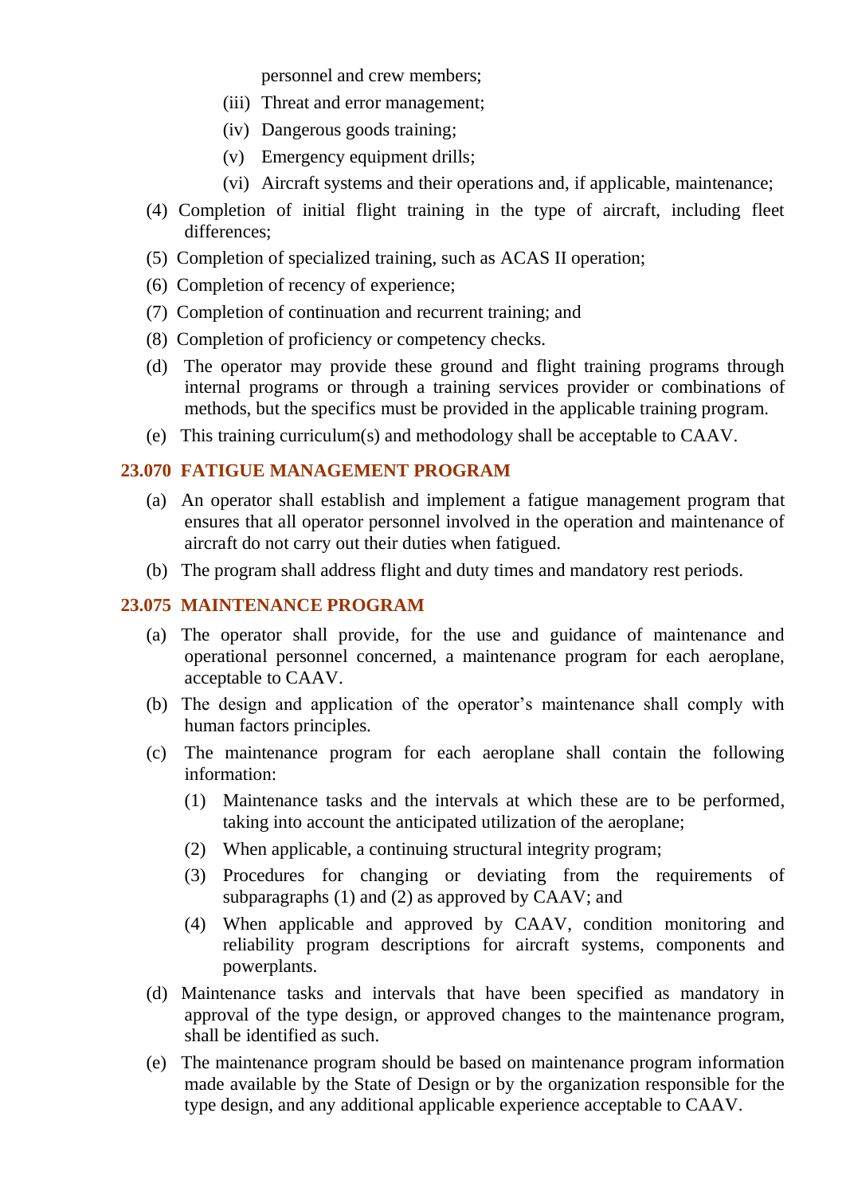personnel and crew members;

(iii) Threat and error management;

(iv) Dangerous goods training;

(v) Emergency equipment drills;

(vi) Aircraft systems and their operations and, if applicable, maintenance;

(4) Completion of initial flight training in the type of aircraft, including fleet differences;

(5) Completion of specialized training, such as ACAS II operation;

(6) Completion of recency of experience;

(7) Completion of continuation and recurrent training; and

(8) Completion of proficiency or competency checks.

(d) The operator may provide these ground and flight training programs through internal programs or through a training services provider or combinations of methods, but the specifics must be provided in the applicable training program.

(e) This training curriculum(s) and methodology shall be acceptable to CAAV.

## 23.070 FATIGUE MANAGEMENT PROGRAM

(a) An operator shall establish and implement a fatigue management program that ensures that all operator personnel involved in the operation and maintenance of aircraft do not carry out their duties when fatigued.

(b) The program shall address flight and duty times and mandatory rest periods.

## 23.075 MAINTENANCE PROGRAM

(a) The operator shall provide, for the use and guidance of maintenance and operational personnel concerned, a maintenance program for each aeroplane, acceptable to CAAV.

(b) The design and application of the operator's maintenance shall comply with human factors principles.

(c) The maintenance program for each aeroplane shall contain the following information:

(1) Maintenance tasks and the intervals at which these are to be performed, taking into account the anticipated utilization of the aeroplane;

(2) When applicable, a continuing structural integrity program;

(3) Procedures for changing or deviating from the requirements of subparagraphs (1) and (2) as approved by CAAV; and

(4) When applicable and approved by CAAV, condition monitoring and reliability program descriptions for aircraft systems, components and powerplants.

(d) Maintenance tasks and intervals that have been specified as mandatory in approval of the type design, or approved changes to the maintenance program, shall be identified as such.

(e) The maintenance program should be based on maintenance program information made available by the State of Design or by the organization responsible for the type design, and any additional applicable experience acceptable to CAAV.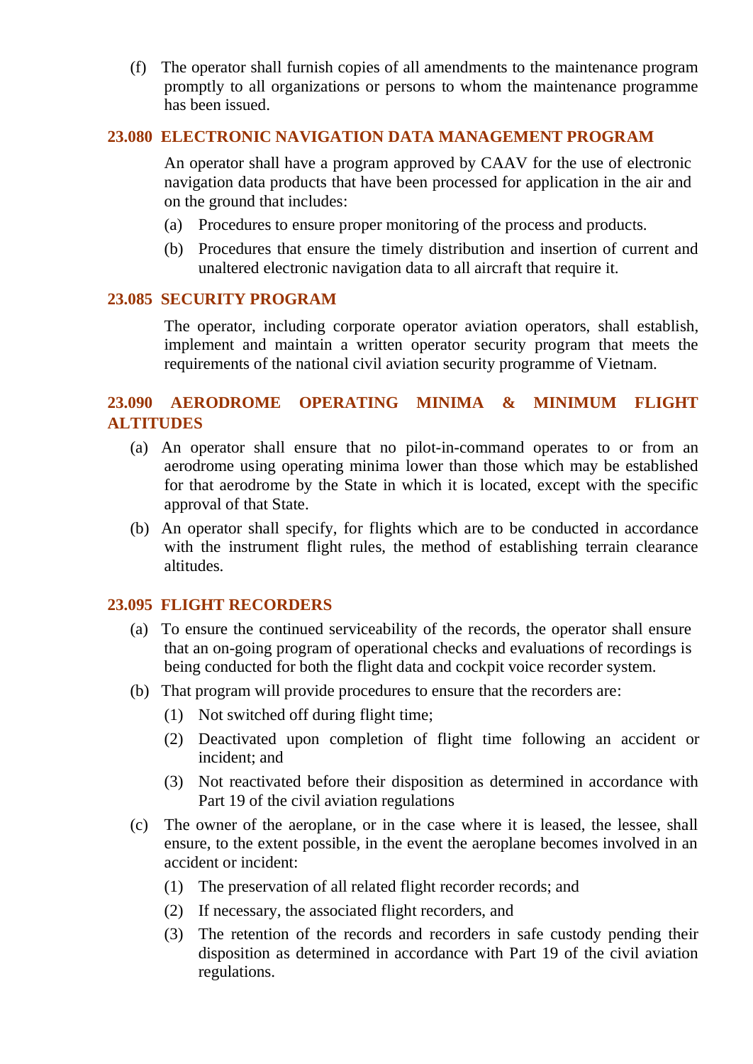(f) The operator shall furnish copies of all amendments to the maintenance program promptly to all organizations or persons to whom the maintenance programme has been issued.

## 23.080 ELECTRONIC NAVIGATION DATA MANAGEMENT PROGRAM

An operator shall have a program approved by CAAV for the use of electronic navigation data products that have been processed for application in the air and on the ground that includes:

(a) Procedures to ensure proper monitoring of the process and products.

(b) Procedures that ensure the timely distribution and insertion of current and unaltered electronic navigation data to all aircraft that require it.

## 23.085 SECURITY PROGRAM

The operator, including corporate operator aviation operators, shall establish, implement and maintain a written operator security program that meets the requirements of the national civil aviation security programme of Vietnam.

## 23.090 AERODROME OPERATING MINIMA & MINIMUM FLIGHT ALTITUDES

(a) An operator shall ensure that no pilot-in-command operates to or from an aerodrome using operating minima lower than those which may be established for that aerodrome by the State in which it is located, except with the specific approval of that State.

(b) An operator shall specify, for flights which are to be conducted in accordance with the instrument flight rules, the method of establishing terrain clearance altitudes.

## 23.095 FLIGHT RECORDERS

(a) To ensure the continued serviceability of the records, the operator shall ensure that an on-going program of operational checks and evaluations of recordings is being conducted for both the flight data and cockpit voice recorder system.

(b) That program will provide procedures to ensure that the recorders are:

(1) Not switched off during flight time;

(2) Deactivated upon completion of flight time following an accident or incident; and

(3) Not reactivated before their disposition as determined in accordance with Part 19 of the civil aviation regulations

(c) The owner of the aeroplane, or in the case where it is leased, the lessee, shall ensure, to the extent possible, in the event the aeroplane becomes involved in an accident or incident:

(1) The preservation of all related flight recorder records; and

(2) If necessary, the associated flight recorders, and

(3) The retention of the records and recorders in safe custody pending their disposition as determined in accordance with Part 19 of the civil aviation regulations.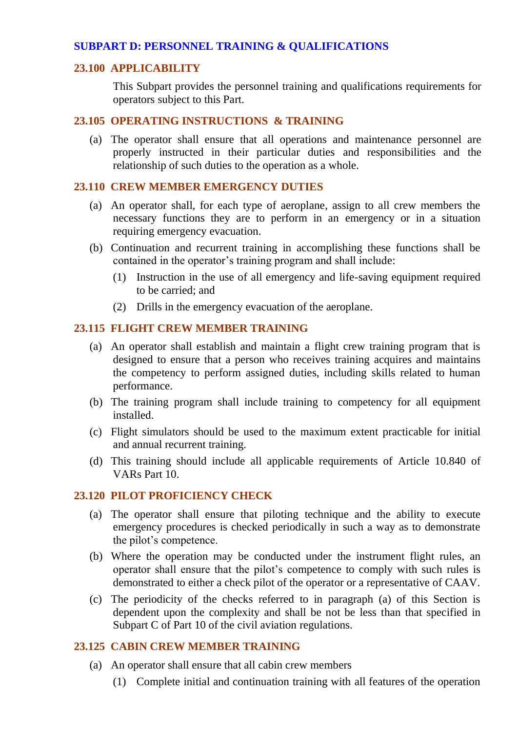## SUBPART D: PERSONNEL TRAINING & QUALIFICATIONS

### 23.100 APPLICABILITY

This Subpart provides the personnel training and qualifications requirements for operators subject to this Part.

### 23.105 OPERATING INSTRUCTIONS & TRAINING

(a) The operator shall ensure that all operations and maintenance personnel are properly instructed in their particular duties and responsibilities and the relationship of such duties to the operation as a whole.

### 23.110 CREW MEMBER EMERGENCY DUTIES

(a) An operator shall, for each type of aeroplane, assign to all crew members the necessary functions they are to perform in an emergency or in a situation requiring emergency evacuation.

(b) Continuation and recurrent training in accomplishing these functions shall be contained in the operator's training program and shall include:

(1) Instruction in the use of all emergency and life-saving equipment required to be carried; and

(2) Drills in the emergency evacuation of the aeroplane.

### 23.115 FLIGHT CREW MEMBER TRAINING

(a) An operator shall establish and maintain a flight crew training program that is designed to ensure that a person who receives training acquires and maintains the competency to perform assigned duties, including skills related to human performance.

(b) The training program shall include training to competency for all equipment installed.

(c) Flight simulators should be used to the maximum extent practicable for initial and annual recurrent training.

(d) This training should include all applicable requirements of Article 10.840 of VARs Part 10.

### 23.120 PILOT PROFICIENCY CHECK

(a) The operator shall ensure that piloting technique and the ability to execute emergency procedures is checked periodically in such a way as to demonstrate the pilot's competence.

(b) Where the operation may be conducted under the instrument flight rules, an operator shall ensure that the pilot's competence to comply with such rules is demonstrated to either a check pilot of the operator or a representative of CAAV.

(c) The periodicity of the checks referred to in paragraph (a) of this Section is dependent upon the complexity and shall be not be less than that specified in Subpart C of Part 10 of the civil aviation regulations.

### 23.125 CABIN CREW MEMBER TRAINING

(a) An operator shall ensure that all cabin crew members

(1) Complete initial and continuation training with all features of the operation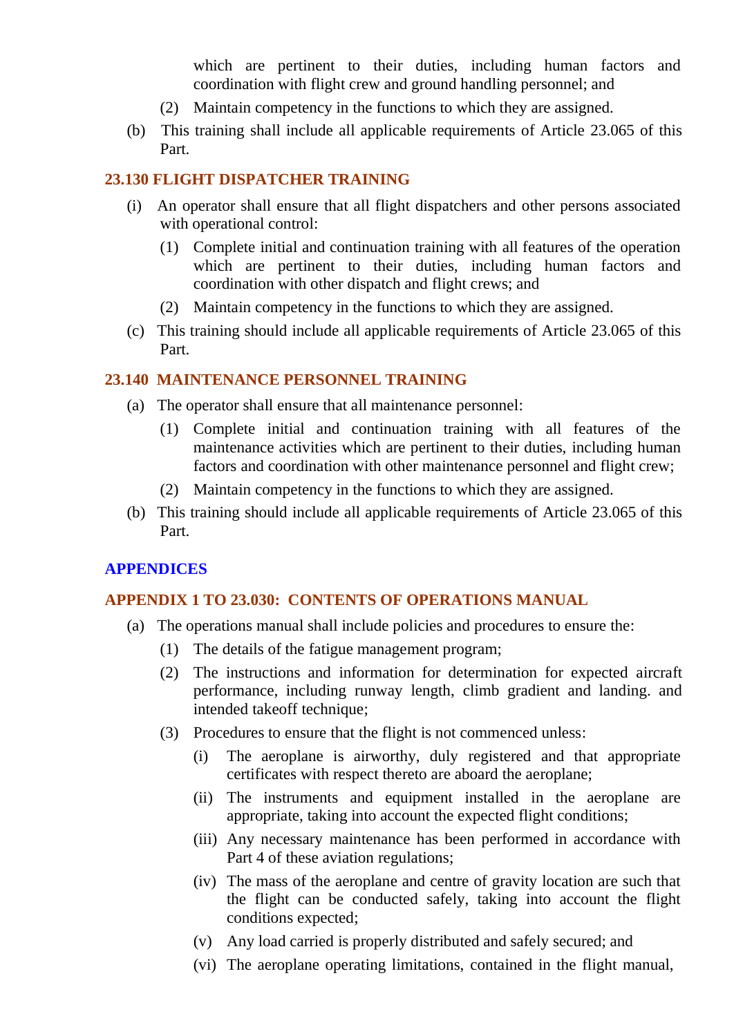which are pertinent to their duties, including human factors and coordination with flight crew and ground handling personnel; and

(2) Maintain competency in the functions to which they are assigned.

(b) This training shall include all applicable requirements of Article 23.065 of this Part.

### 23.130 FLIGHT DISPATCHER TRAINING

(i) An operator shall ensure that all flight dispatchers and other persons associated with operational control:

(1) Complete initial and continuation training with all features of the operation which are pertinent to their duties, including human factors and coordination with other dispatch and flight crews; and

(2) Maintain competency in the functions to which they are assigned.

(c) This training should include all applicable requirements of Article 23.065 of this Part.

### 23.140 MAINTENANCE PERSONNEL TRAINING

(a) The operator shall ensure that all maintenance personnel:

(1) Complete initial and continuation training with all features of the maintenance activities which are pertinent to their duties, including human factors and coordination with other maintenance personnel and flight crew;

(2) Maintain competency in the functions to which they are assigned.

(b) This training should include all applicable requirements of Article 23.065 of this Part.

## APPENDICES

### APPENDIX 1 TO 23.030: CONTENTS OF OPERATIONS MANUAL

(a) The operations manual shall include policies and procedures to ensure the:

(1) The details of the fatigue management program;

(2) The instructions and information for determination for expected aircraft performance, including runway length, climb gradient and landing. and intended takeoff technique;

(3) Procedures to ensure that the flight is not commenced unless:

(i) The aeroplane is airworthy, duly registered and that appropriate certificates with respect thereto are aboard the aeroplane;

(ii) The instruments and equipment installed in the aeroplane are appropriate, taking into account the expected flight conditions;

(iii) Any necessary maintenance has been performed in accordance with Part 4 of these aviation regulations;

(iv) The mass of the aeroplane and centre of gravity location are such that the flight can be conducted safely, taking into account the flight conditions expected;

(v) Any load carried is properly distributed and safely secured; and

(vi) The aeroplane operating limitations, contained in the flight manual,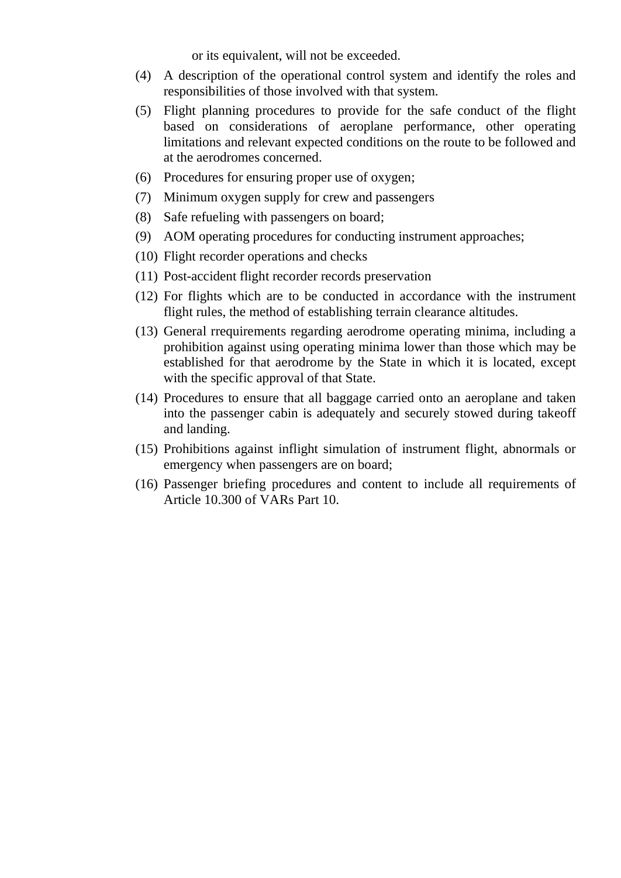or its equivalent, will not be exceeded.

(4) A description of the operational control system and identify the roles and responsibilities of those involved with that system.

(5) Flight planning procedures to provide for the safe conduct of the flight based on considerations of aeroplane performance, other operating limitations and relevant expected conditions on the route to be followed and at the aerodromes concerned.

(6) Procedures for ensuring proper use of oxygen;

(7) Minimum oxygen supply for crew and passengers

(8) Safe refueling with passengers on board;

(9) AOM operating procedures for conducting instrument approaches;

(10) Flight recorder operations and checks

(11) Post-accident flight recorder records preservation

(12) For flights which are to be conducted in accordance with the instrument flight rules, the method of establishing terrain clearance altitudes.

(13) General rrequirements regarding aerodrome operating minima, including a prohibition against using operating minima lower than those which may be established for that aerodrome by the State in which it is located, except with the specific approval of that State.

(14) Procedures to ensure that all baggage carried onto an aeroplane and taken into the passenger cabin is adequately and securely stowed during takeoff and landing.

(15) Prohibitions against inflight simulation of instrument flight, abnormals or emergency when passengers are on board;

(16) Passenger briefing procedures and content to include all requirements of Article 10.300 of VARs Part 10.